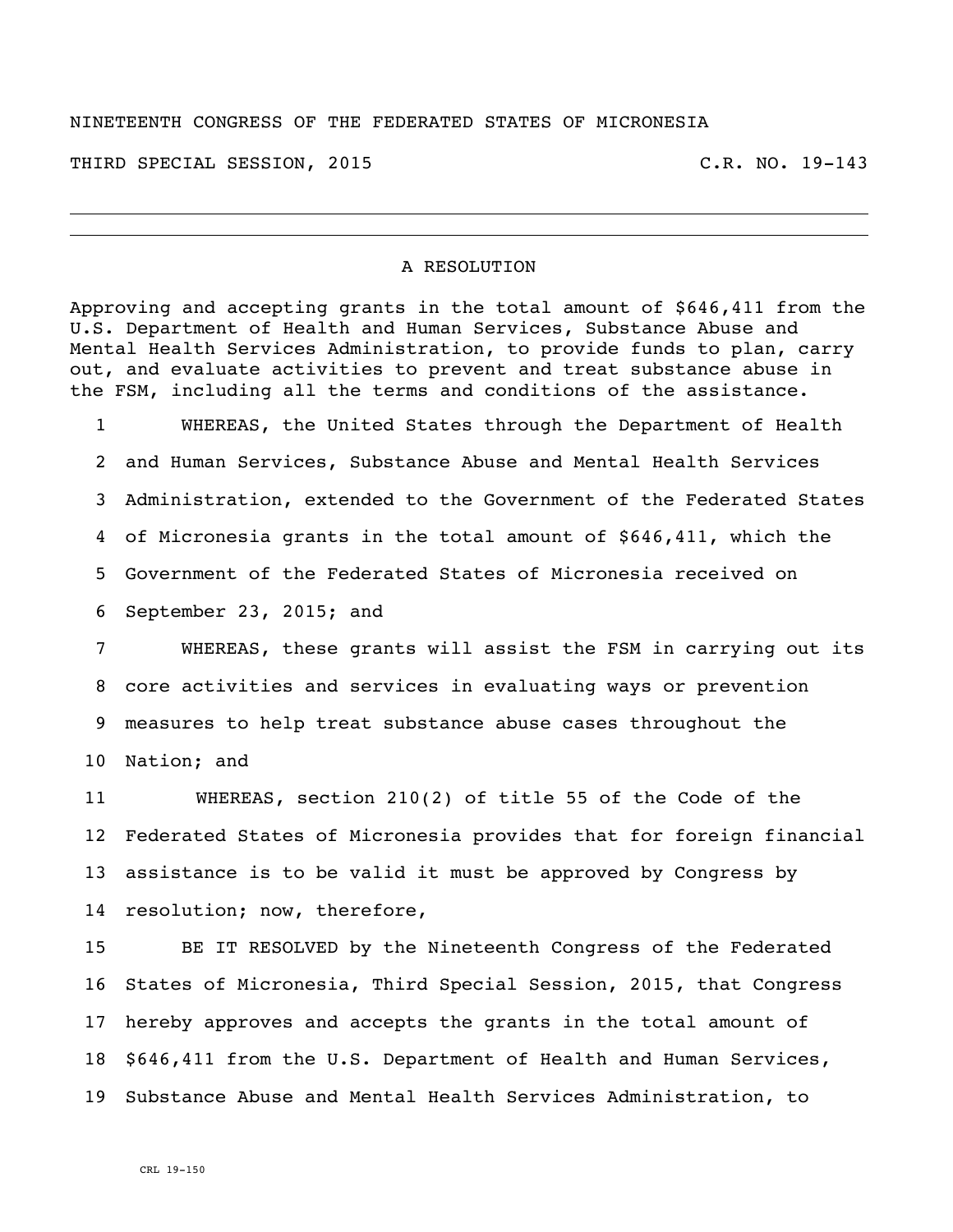NINETEENTH CONGRESS OF THE FEDERATED STATES OF MICRONESIA

THIRD SPECIAL SESSION, 2015 C.R. NO. 19-143

---

A RESOLUTION

Approving and accepting grants in the total amount of $646,411 from the U.S. Department of Health and Human Services, Substance Abuse and Mental Health Services Administration, to provide funds to plan, carry out, and evaluate activities to prevent and treat substance abuse in the FSM, including all the terms and conditions of the assistance.

1 WHEREAS, the United States through the Department of Health
2 and Human Services, Substance Abuse and Mental Health Services
3 Administration, extended to the Government of the Federated States
4 of Micronesia grants in the total amount of $646,411, which the
5 Government of the Federated States of Micronesia received on
6 September 23, 2015; and

7 WHEREAS, these grants will assist the FSM in carrying out its
8 core activities and services in evaluating ways or prevention
9 measures to help treat substance abuse cases throughout the
10 Nation; and

11 WHEREAS, section 210(2) of title 55 of the Code of the
12 Federated States of Micronesia provides that for foreign financial
13 assistance is to be valid it must be approved by Congress by
14 resolution; now, therefore,

15 BE IT RESOLVED by the Nineteenth Congress of the Federated
16 States of Micronesia, Third Special Session, 2015, that Congress
17 hereby approves and accepts the grants in the total amount of
18 $646,411 from the U.S. Department of Health and Human Services,
19 Substance Abuse and Mental Health Services Administration, to

CRL 19-150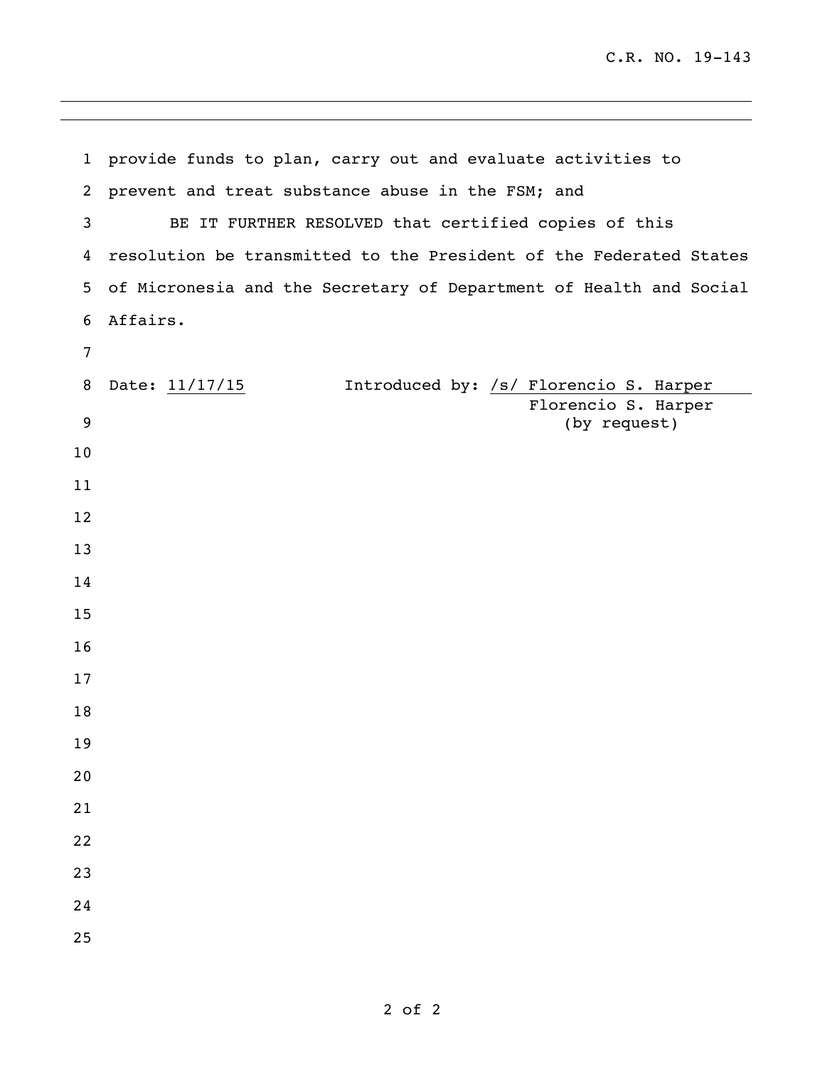provide funds to plan, carry out and evaluate activities to prevent and treat substance abuse in the FSM; and

BE IT FURTHER RESOLVED that certified copies of this resolution be transmitted to the President of the Federated States of Micronesia and the Secretary of Department of Health and Social Affairs.

Date: 11/17/15

Introduced by: /s/ Florencio S. Harper

Florencio S. Harper
(by request)